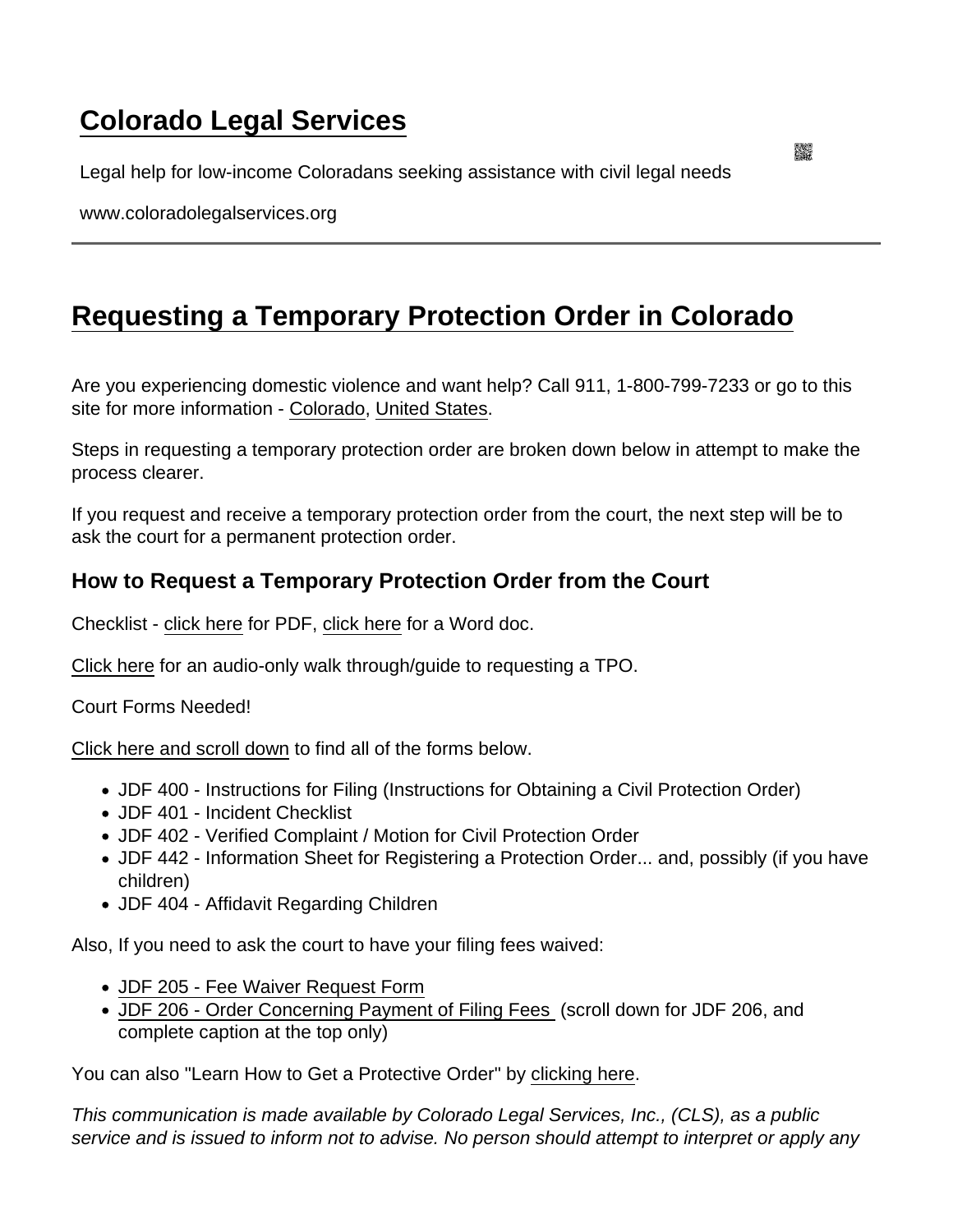# Colorado Legal Services

Legal help for low-income Coloradans seeking assistance with civil legal needs

www.coloradolegalservices.org

## Requesting a Temporary Protection Order in Colorado

Are you experiencing domestic violence and want help? Call 911, 1-800-799-7233 or go to this site for more information - Colorado, United States.

Steps in requesting a temporary protection order are broken down below in attempt to make the process clearer.

If you request and receive a temporary protection order from the court, the next step will be to ask the court for a permanent protection order.

### How to Request a Temporary Protection Order from the Court

Checklist - click here for PDF, click here for a Word doc.

Click here for an audio-only walk through/guide to requesting a TPO.

Court Forms Needed!

Click here and scroll down to find all of the forms below.

- JDF 400 - Instructions for Filing (Instructions for Obtaining a Civil Protection Order)
- JDF 401 - Incident Checklist
- JDF 402 - Verified Complaint / Motion for Civil Protection Order
- JDF 442 - Information Sheet for Registering a Protection Order... and, possibly (if you have children)
- JDF 404 - Affidavit Regarding Children

Also, If you need to ask the court to have your filing fees waived:

- JDF 205 - Fee Waiver Request Form
- JDF 206 - Order Concerning Payment of Filing Fees (scroll down for JDF 206, and complete caption at the top only)

You can also "Learn How to Get a Protective Order" by clicking here.

*This communication is made available by Colorado Legal Services, Inc., (CLS), as a public service and is issued to inform not to advise. No person should attempt to interpret or apply any*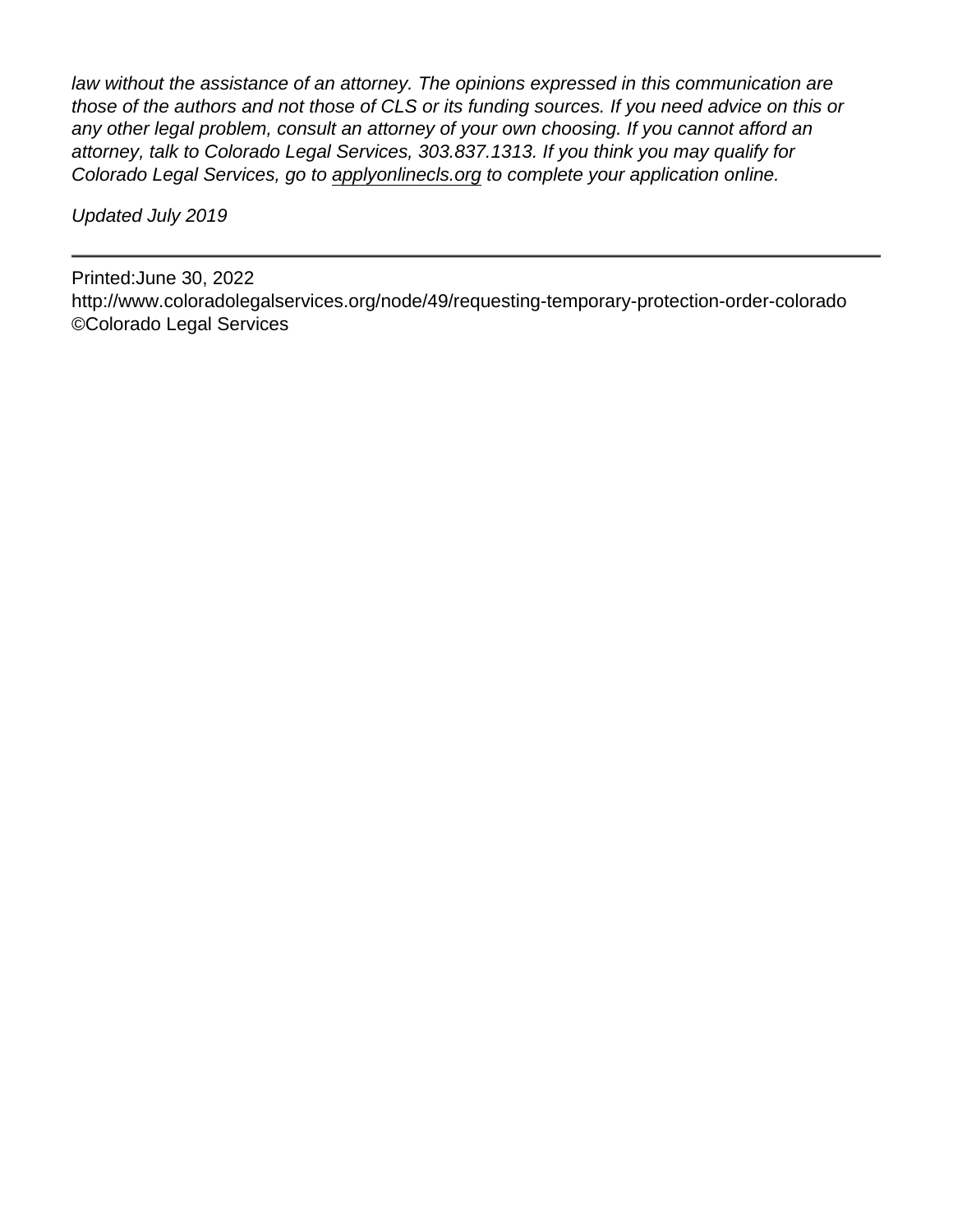*law without the assistance of an attorney. The opinions expressed in this communication are those of the authors and not those of CLS or its funding sources. If you need advice on this or any other legal problem, consult an attorney of your own choosing. If you cannot afford an attorney, talk to Colorado Legal Services, 303.837.1313. If you think you may qualify for Colorado Legal Services, go to applyonlinecls.org to complete your application online.*

*Updated July 2019*

---

Printed:June 30, 2022
http://www.coloradolegalservices.org/node/49/requesting-temporary-protection-order-colorado
©Colorado Legal Services